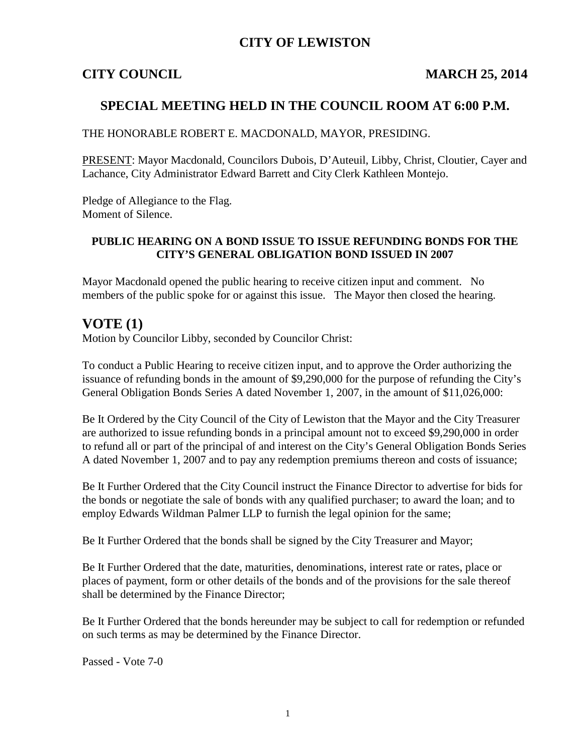# CITY OF LEWISTON

**CITY COUNCIL** **MARCH 25, 2014**

## SPECIAL MEETING HELD IN THE COUNCIL ROOM AT 6:00 P.M.

THE HONORABLE ROBERT E. MACDONALD, MAYOR, PRESIDING.

<u>PRESENT</u>: Mayor Macdonald, Councilors Dubois, D'Auteuil, Libby, Christ, Cloutier, Cayer and Lachance, City Administrator Edward Barrett and City Clerk Kathleen Montejo.

Pledge of Allegiance to the Flag.
Moment of Silence.

### PUBLIC HEARING ON A BOND ISSUE TO ISSUE REFUNDING BONDS FOR THE CITY'S GENERAL OBLIGATION BOND ISSUED IN 2007

Mayor Macdonald opened the public hearing to receive citizen input and comment. No members of the public spoke for or against this issue. The Mayor then closed the hearing.

## VOTE (1)

Motion by Councilor Libby, seconded by Councilor Christ:

To conduct a Public Hearing to receive citizen input, and to approve the Order authorizing the issuance of refunding bonds in the amount of $9,290,000 for the purpose of refunding the City's General Obligation Bonds Series A dated November 1, 2007, in the amount of $11,026,000:

Be It Ordered by the City Council of the City of Lewiston that the Mayor and the City Treasurer are authorized to issue refunding bonds in a principal amount not to exceed $9,290,000 in order to refund all or part of the principal of and interest on the City's General Obligation Bonds Series A dated November 1, 2007 and to pay any redemption premiums thereon and costs of issuance;

Be It Further Ordered that the City Council instruct the Finance Director to advertise for bids for the bonds or negotiate the sale of bonds with any qualified purchaser; to award the loan; and to employ Edwards Wildman Palmer LLP to furnish the legal opinion for the same;

Be It Further Ordered that the bonds shall be signed by the City Treasurer and Mayor;

Be It Further Ordered that the date, maturities, denominations, interest rate or rates, place or places of payment, form or other details of the bonds and of the provisions for the sale thereof shall be determined by the Finance Director;

Be It Further Ordered that the bonds hereunder may be subject to call for redemption or refunded on such terms as may be determined by the Finance Director.

Passed - Vote 7-0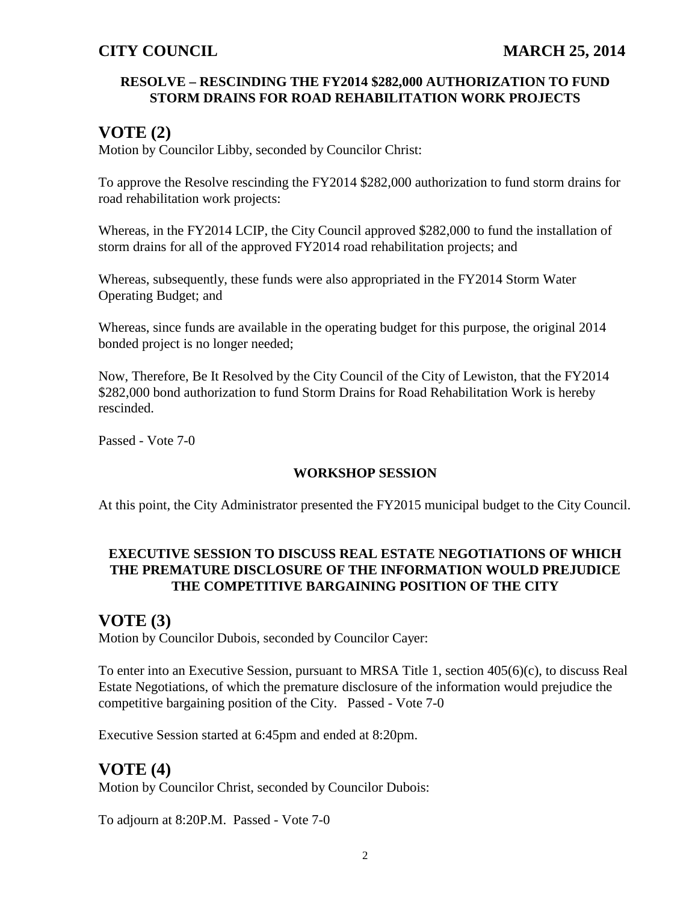**RESOLVE – RESCINDING THE FY2014 $282,000 AUTHORIZATION TO FUND STORM DRAINS FOR ROAD REHABILITATION WORK PROJECTS**

## VOTE (2)

Motion by Councilor Libby, seconded by Councilor Christ:

To approve the Resolve rescinding the FY2014 $282,000 authorization to fund storm drains for road rehabilitation work projects:

Whereas, in the FY2014 LCIP, the City Council approved $282,000 to fund the installation of storm drains for all of the approved FY2014 road rehabilitation projects; and

Whereas, subsequently, these funds were also appropriated in the FY2014 Storm Water Operating Budget; and

Whereas, since funds are available in the operating budget for this purpose, the original 2014 bonded project is no longer needed;

Now, Therefore, Be It Resolved by the City Council of the City of Lewiston, that the FY2014 $282,000 bond authorization to fund Storm Drains for Road Rehabilitation Work is hereby rescinded.

Passed - Vote 7-0

**WORKSHOP SESSION**

At this point, the City Administrator presented the FY2015 municipal budget to the City Council.

**EXECUTIVE SESSION TO DISCUSS REAL ESTATE NEGOTIATIONS OF WHICH THE PREMATURE DISCLOSURE OF THE INFORMATION WOULD PREJUDICE THE COMPETITIVE BARGAINING POSITION OF THE CITY**

## VOTE (3)

Motion by Councilor Dubois, seconded by Councilor Cayer:

To enter into an Executive Session, pursuant to MRSA Title 1, section 405(6)(c), to discuss Real Estate Negotiations, of which the premature disclosure of the information would prejudice the competitive bargaining position of the City. Passed - Vote 7-0

Executive Session started at 6:45pm and ended at 8:20pm.

## VOTE (4)

Motion by Councilor Christ, seconded by Councilor Dubois:

To adjourn at 8:20P.M. Passed - Vote 7-0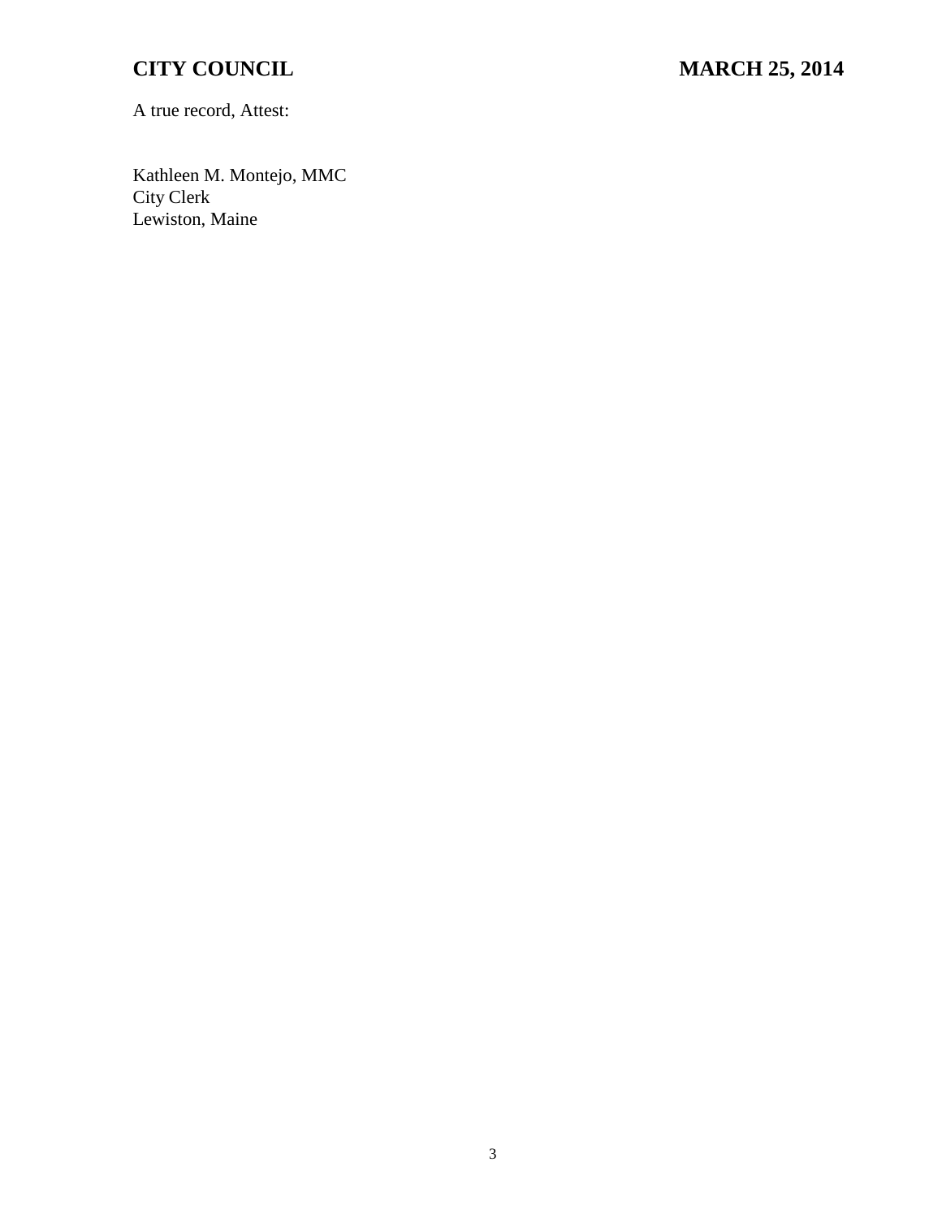A true record, Attest:

Kathleen M. Montejo, MMC
City Clerk
Lewiston, Maine